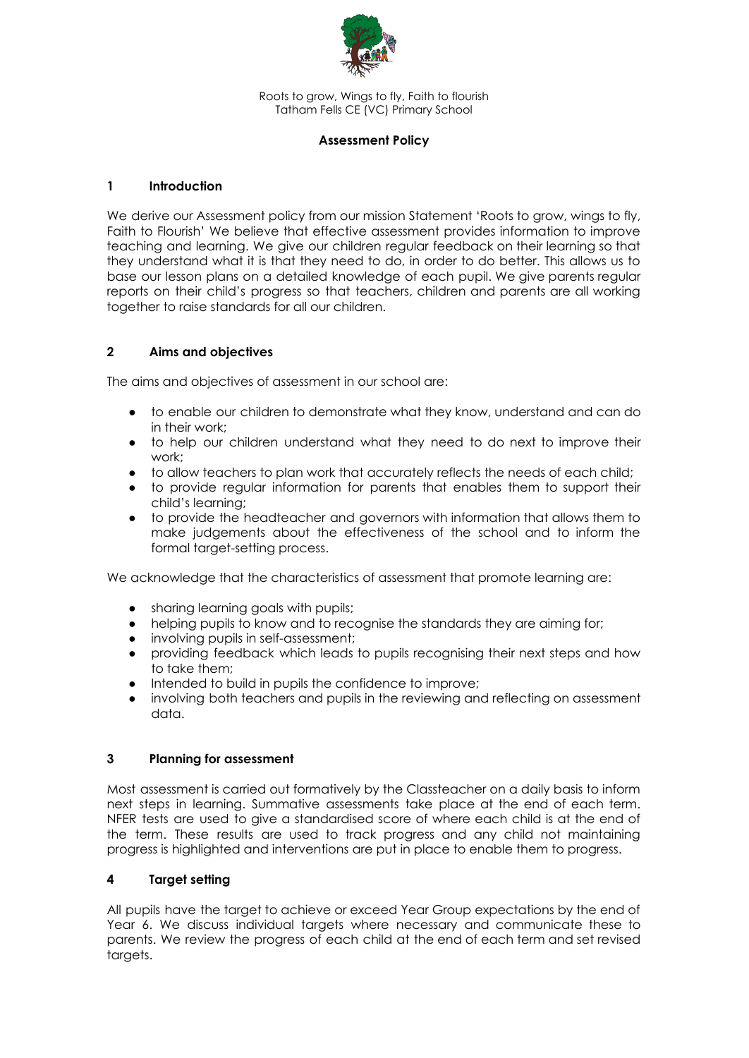Roots to grow, Wings to fly, Faith to flourish
Tatham Fells CE (VC) Primary School

# Assessment Policy

## 1 Introduction

We derive our Assessment policy from our mission Statement 'Roots to grow, wings to fly, Faith to Flourish' We believe that effective assessment provides information to improve teaching and learning. We give our children regular feedback on their learning so that they understand what it is that they need to do, in order to do better. This allows us to base our lesson plans on a detailed knowledge of each pupil. We give parents regular reports on their child's progress so that teachers, children and parents are all working together to raise standards for all our children.

## 2 Aims and objectives

The aims and objectives of assessment in our school are:

- to enable our children to demonstrate what they know, understand and can do in their work;
- to help our children understand what they need to do next to improve their work;
- to allow teachers to plan work that accurately reflects the needs of each child;
- to provide regular information for parents that enables them to support their child's learning;
- to provide the headteacher and governors with information that allows them to make judgements about the effectiveness of the school and to inform the formal target-setting process.

We acknowledge that the characteristics of assessment that promote learning are:

- sharing learning goals with pupils;
- helping pupils to know and to recognise the standards they are aiming for;
- involving pupils in self-assessment;
- providing feedback which leads to pupils recognising their next steps and how to take them;
- Intended to build in pupils the confidence to improve;
- involving both teachers and pupils in the reviewing and reflecting on assessment data.

## 3 Planning for assessment

Most assessment is carried out formatively by the Classteacher on a daily basis to inform next steps in learning. Summative assessments take place at the end of each term. NFER tests are used to give a standardised score of where each child is at the end of the term. These results are used to track progress and any child not maintaining progress is highlighted and interventions are put in place to enable them to progress.

## 4 Target setting

All pupils have the target to achieve or exceed Year Group expectations by the end of Year 6. We discuss individual targets where necessary and communicate these to parents. We review the progress of each child at the end of each term and set revised targets.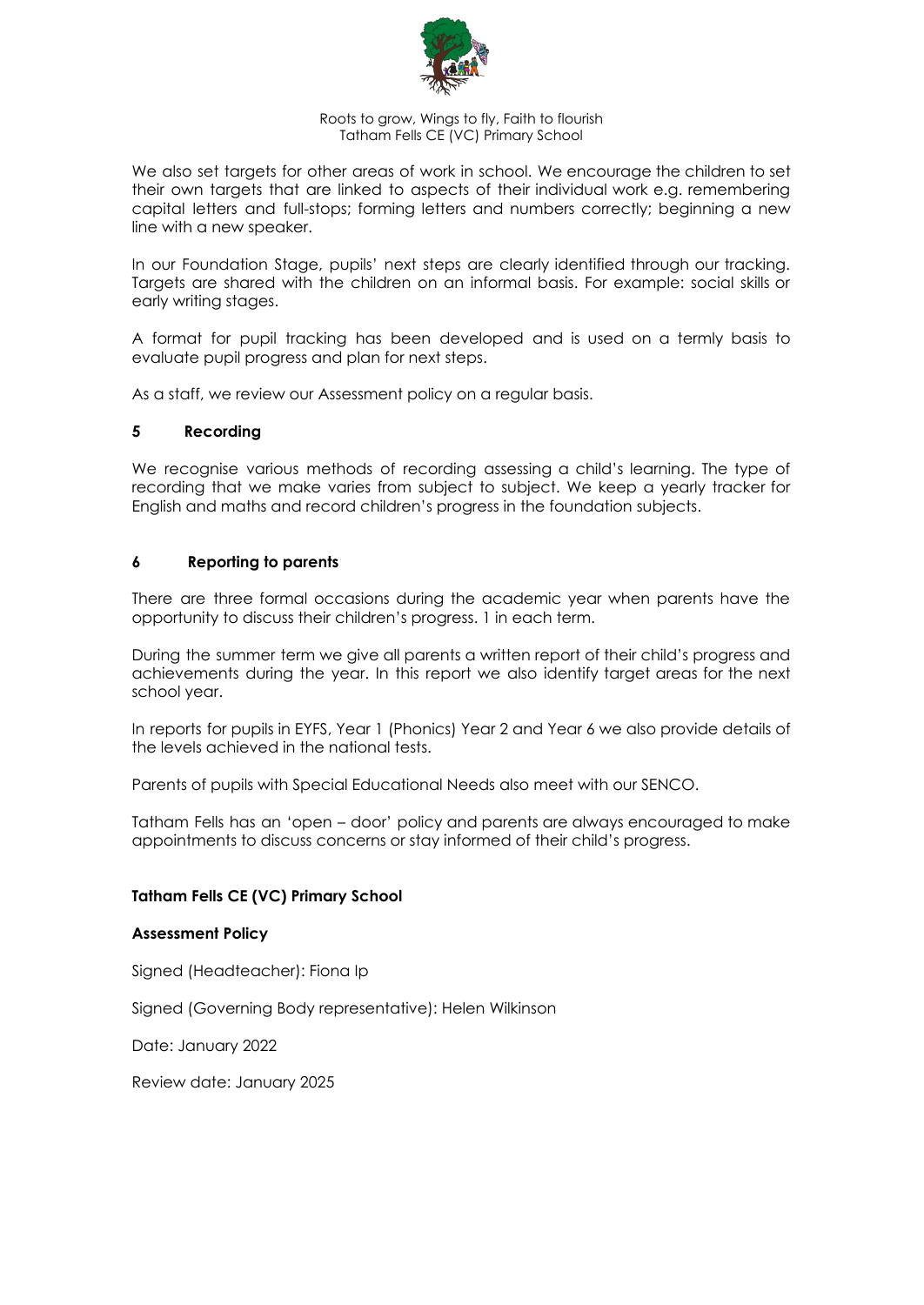We also set targets for other areas of work in school. We encourage the children to set their own targets that are linked to aspects of their individual work e.g. remembering capital letters and full-stops; forming letters and numbers correctly; beginning a new line with a new speaker.

In our Foundation Stage, pupils' next steps are clearly identified through our tracking. Targets are shared with the children on an informal basis. For example: social skills or early writing stages.

A format for pupil tracking has been developed and is used on a termly basis to evaluate pupil progress and plan for next steps.

As a staff, we review our Assessment policy on a regular basis.

## 5 Recording

We recognise various methods of recording assessing a child's learning. The type of recording that we make varies from subject to subject. We keep a yearly tracker for English and maths and record children's progress in the foundation subjects.

## 6 Reporting to parents

There are three formal occasions during the academic year when parents have the opportunity to discuss their children's progress. 1 in each term.

During the summer term we give all parents a written report of their child's progress and achievements during the year. In this report we also identify target areas for the next school year.

In reports for pupils in EYFS, Year 1 (Phonics) Year 2 and Year 6 we also provide details of the levels achieved in the national tests.

Parents of pupils with Special Educational Needs also meet with our SENCO.

Tatham Fells has an 'open – door' policy and parents are always encouraged to make appointments to discuss concerns or stay informed of their child's progress.

**Tatham Fells CE (VC) Primary School**

**Assessment Policy**

Signed (Headteacher): Fiona Ip

Signed (Governing Body representative): Helen Wilkinson

Date: January 2022

Review date: January 2025